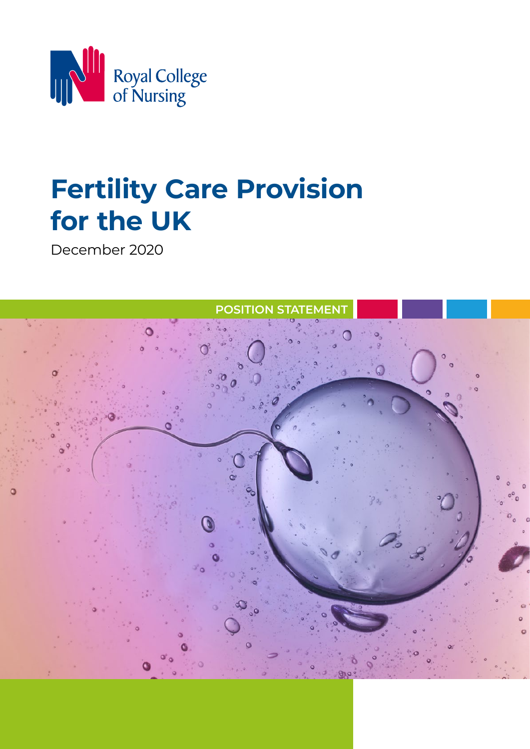Royal College of Nursing

# Fertility Care Provision for the UK

December 2020

POSITION STATEMENT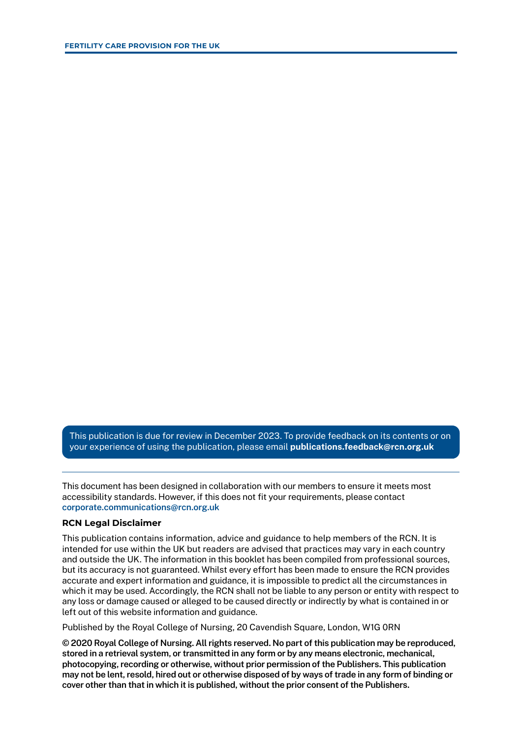This publication is due for review in December 2023. To provide feedback on its contents or on your experience of using the publication, please email **publications.feedback@rcn.org.uk**

---

This document has been designed in collaboration with our members to ensure it meets most accessibility standards. However, if this does not fit your requirements, please contact corporate.communications@rcn.org.uk

**RCN Legal Disclaimer**

This publication contains information, advice and guidance to help members of the RCN. It is intended for use within the UK but readers are advised that practices may vary in each country and outside the UK. The information in this booklet has been compiled from professional sources, but its accuracy is not guaranteed. Whilst every effort has been made to ensure the RCN provides accurate and expert information and guidance, it is impossible to predict all the circumstances in which it may be used. Accordingly, the RCN shall not be liable to any person or entity with respect to any loss or damage caused or alleged to be caused directly or indirectly by what is contained in or left out of this website information and guidance.

Published by the Royal College of Nursing, 20 Cavendish Square, London, W1G 0RN

**© 2020 Royal College of Nursing. All rights reserved. No part of this publication may be reproduced, stored in a retrieval system, or transmitted in any form or by any means electronic, mechanical, photocopying, recording or otherwise, without prior permission of the Publishers. This publication may not be lent, resold, hired out or otherwise disposed of by ways of trade in any form of binding or cover other than that in which it is published, without the prior consent of the Publishers.**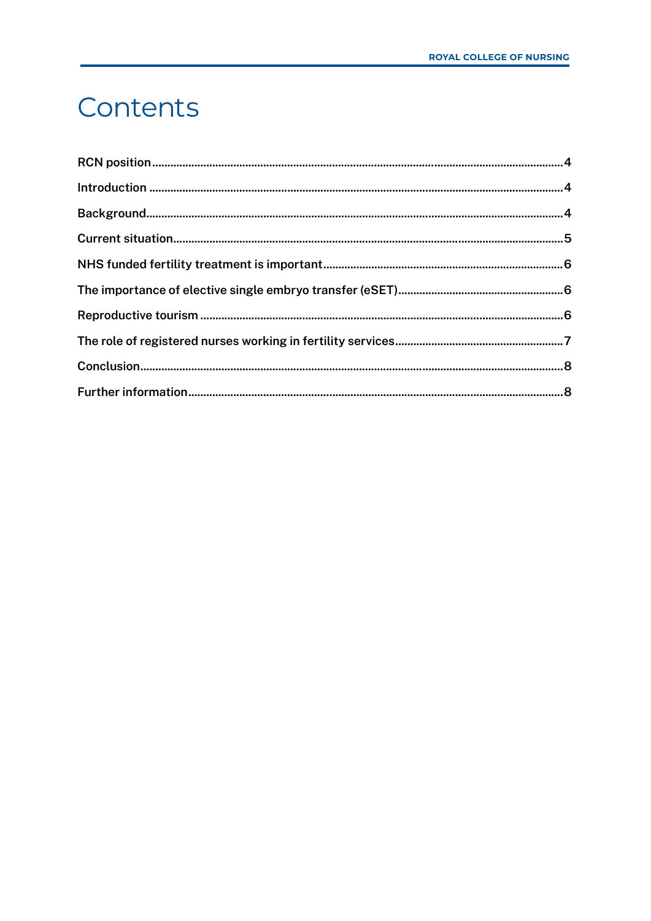# Contents

RCN position ........................................................................................................................................ 4

Introduction ........................................................................................................................................ 4

Background ........................................................................................................................................ 4

Current situation ................................................................................................................................ 5

NHS funded fertility treatment is important ..................................................................................... 6

The importance of elective single embryo transfer (eSET) ............................................................... 6

Reproductive tourism ........................................................................................................................ 6

The role of registered nurses working in fertility services ................................................................ 7

Conclusion .......................................................................................................................................... 8

Further information ............................................................................................................................ 8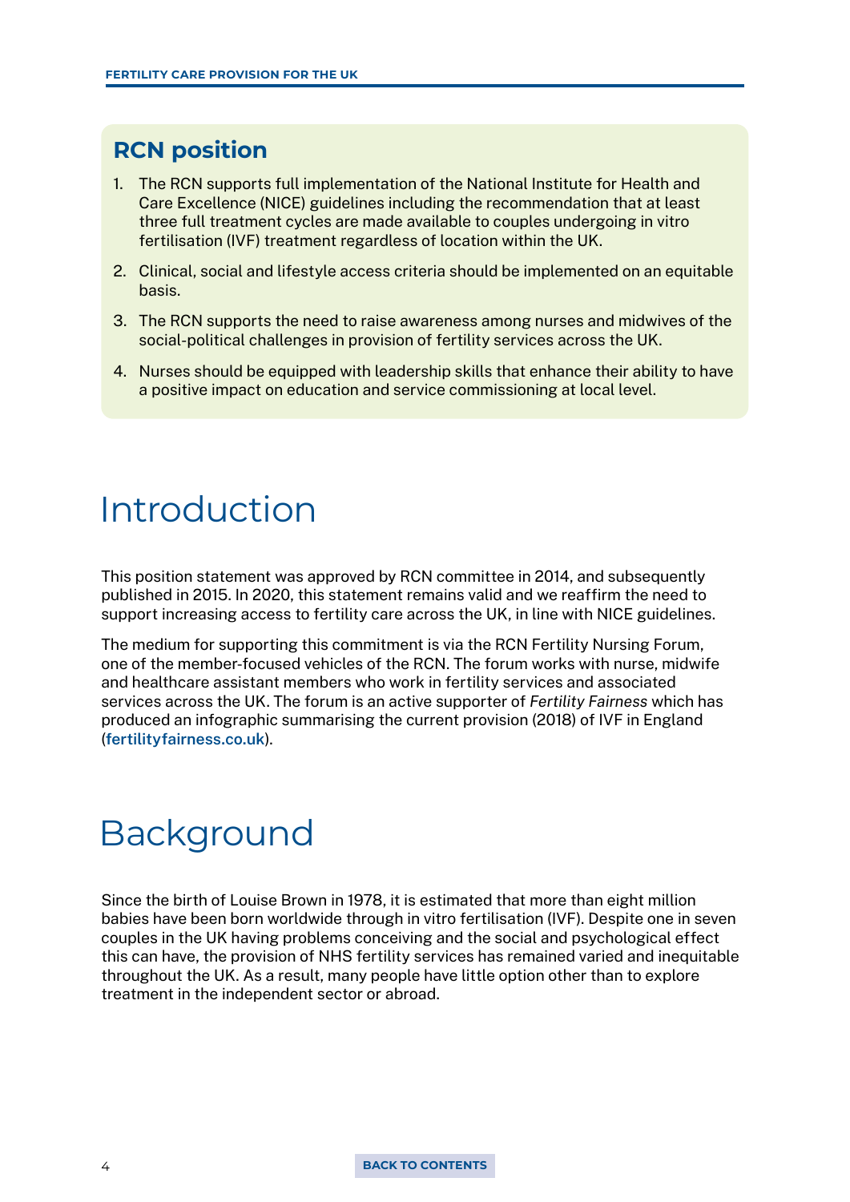## RCN position

1. The RCN supports full implementation of the National Institute for Health and Care Excellence (NICE) guidelines including the recommendation that at least three full treatment cycles are made available to couples undergoing in vitro fertilisation (IVF) treatment regardless of location within the UK.
2. Clinical, social and lifestyle access criteria should be implemented on an equitable basis.
3. The RCN supports the need to raise awareness among nurses and midwives of the social-political challenges in provision of fertility services across the UK.
4. Nurses should be equipped with leadership skills that enhance their ability to have a positive impact on education and service commissioning at local level.

# Introduction

This position statement was approved by RCN committee in 2014, and subsequently published in 2015. In 2020, this statement remains valid and we reaffirm the need to support increasing access to fertility care across the UK, in line with NICE guidelines.

The medium for supporting this commitment is via the RCN Fertility Nursing Forum, one of the member-focused vehicles of the RCN. The forum works with nurse, midwife and healthcare assistant members who work in fertility services and associated services across the UK. The forum is an active supporter of *Fertility Fairness* which has produced an infographic summarising the current provision (2018) of IVF in England (**fertilityfairness.co.uk**).

# Background

Since the birth of Louise Brown in 1978, it is estimated that more than eight million babies have been born worldwide through in vitro fertilisation (IVF). Despite one in seven couples in the UK having problems conceiving and the social and psychological effect this can have, the provision of NHS fertility services has remained varied and inequitable throughout the UK. As a result, many people have little option other than to explore treatment in the independent sector or abroad.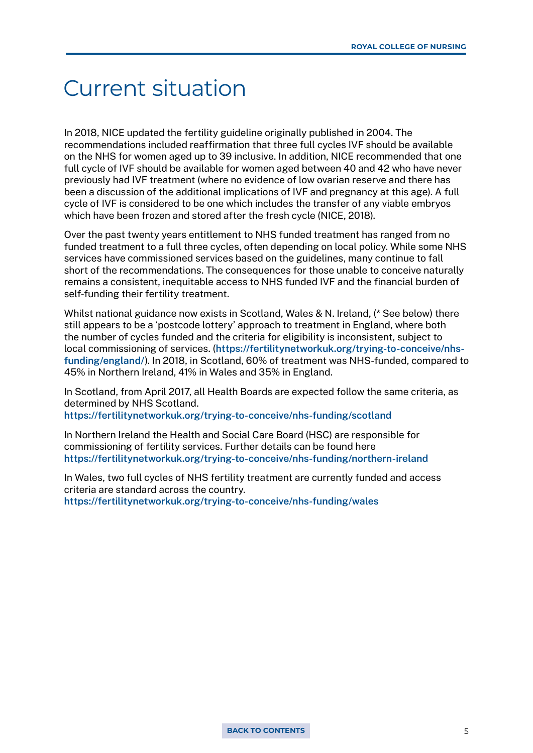# Current situation

In 2018, NICE updated the fertility guideline originally published in 2004. The recommendations included reaffirmation that three full cycles IVF should be available on the NHS for women aged up to 39 inclusive. In addition, NICE recommended that one full cycle of IVF should be available for women aged between 40 and 42 who have never previously had IVF treatment (where no evidence of low ovarian reserve and there has been a discussion of the additional implications of IVF and pregnancy at this age). A full cycle of IVF is considered to be one which includes the transfer of any viable embryos which have been frozen and stored after the fresh cycle (NICE, 2018).

Over the past twenty years entitlement to NHS funded treatment has ranged from no funded treatment to a full three cycles, often depending on local policy. While some NHS services have commissioned services based on the guidelines, many continue to fall short of the recommendations. The consequences for those unable to conceive naturally remains a consistent, inequitable access to NHS funded IVF and the financial burden of self-funding their fertility treatment.

Whilst national guidance now exists in Scotland, Wales & N. Ireland, (* See below) there still appears to be a 'postcode lottery' approach to treatment in England, where both the number of cycles funded and the criteria for eligibility is inconsistent, subject to local commissioning of services. (**https://fertilitynetworkuk.org/trying-to-conceive/nhs-funding/england/**). In 2018, in Scotland, 60% of treatment was NHS-funded, compared to 45% in Northern Ireland, 41% in Wales and 35% in England.

In Scotland, from April 2017, all Health Boards are expected follow the same criteria, as determined by NHS Scotland.
**https://fertilitynetworkuk.org/trying-to-conceive/nhs-funding/scotland**

In Northern Ireland the Health and Social Care Board (HSC) are responsible for commissioning of fertility services. Further details can be found here
**https://fertilitynetworkuk.org/trying-to-conceive/nhs-funding/northern-ireland**

In Wales, two full cycles of NHS fertility treatment are currently funded and access criteria are standard across the country.
**https://fertilitynetworkuk.org/trying-to-conceive/nhs-funding/wales**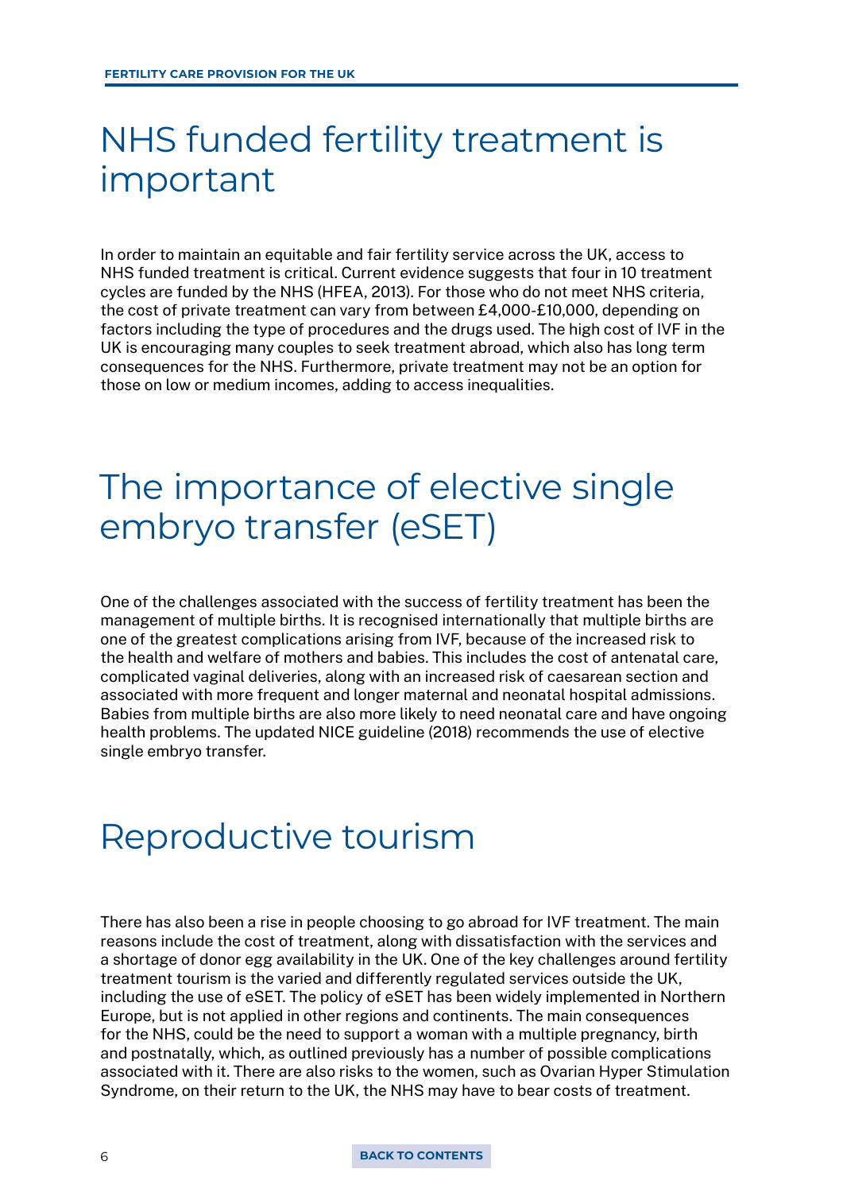# NHS funded fertility treatment is important

In order to maintain an equitable and fair fertility service across the UK, access to NHS funded treatment is critical. Current evidence suggests that four in 10 treatment cycles are funded by the NHS (HFEA, 2013). For those who do not meet NHS criteria, the cost of private treatment can vary from between £4,000-£10,000, depending on factors including the type of procedures and the drugs used. The high cost of IVF in the UK is encouraging many couples to seek treatment abroad, which also has long term consequences for the NHS. Furthermore, private treatment may not be an option for those on low or medium incomes, adding to access inequalities.

# The importance of elective single embryo transfer (eSET)

One of the challenges associated with the success of fertility treatment has been the management of multiple births. It is recognised internationally that multiple births are one of the greatest complications arising from IVF, because of the increased risk to the health and welfare of mothers and babies. This includes the cost of antenatal care, complicated vaginal deliveries, along with an increased risk of caesarean section and associated with more frequent and longer maternal and neonatal hospital admissions. Babies from multiple births are also more likely to need neonatal care and have ongoing health problems. The updated NICE guideline (2018) recommends the use of elective single embryo transfer.

# Reproductive tourism

There has also been a rise in people choosing to go abroad for IVF treatment. The main reasons include the cost of treatment, along with dissatisfaction with the services and a shortage of donor egg availability in the UK. One of the key challenges around fertility treatment tourism is the varied and differently regulated services outside the UK, including the use of eSET. The policy of eSET has been widely implemented in Northern Europe, but is not applied in other regions and continents. The main consequences for the NHS, could be the need to support a woman with a multiple pregnancy, birth and postnatally, which, as outlined previously has a number of possible complications associated with it. There are also risks to the women, such as Ovarian Hyper Stimulation Syndrome, on their return to the UK, the NHS may have to bear costs of treatment.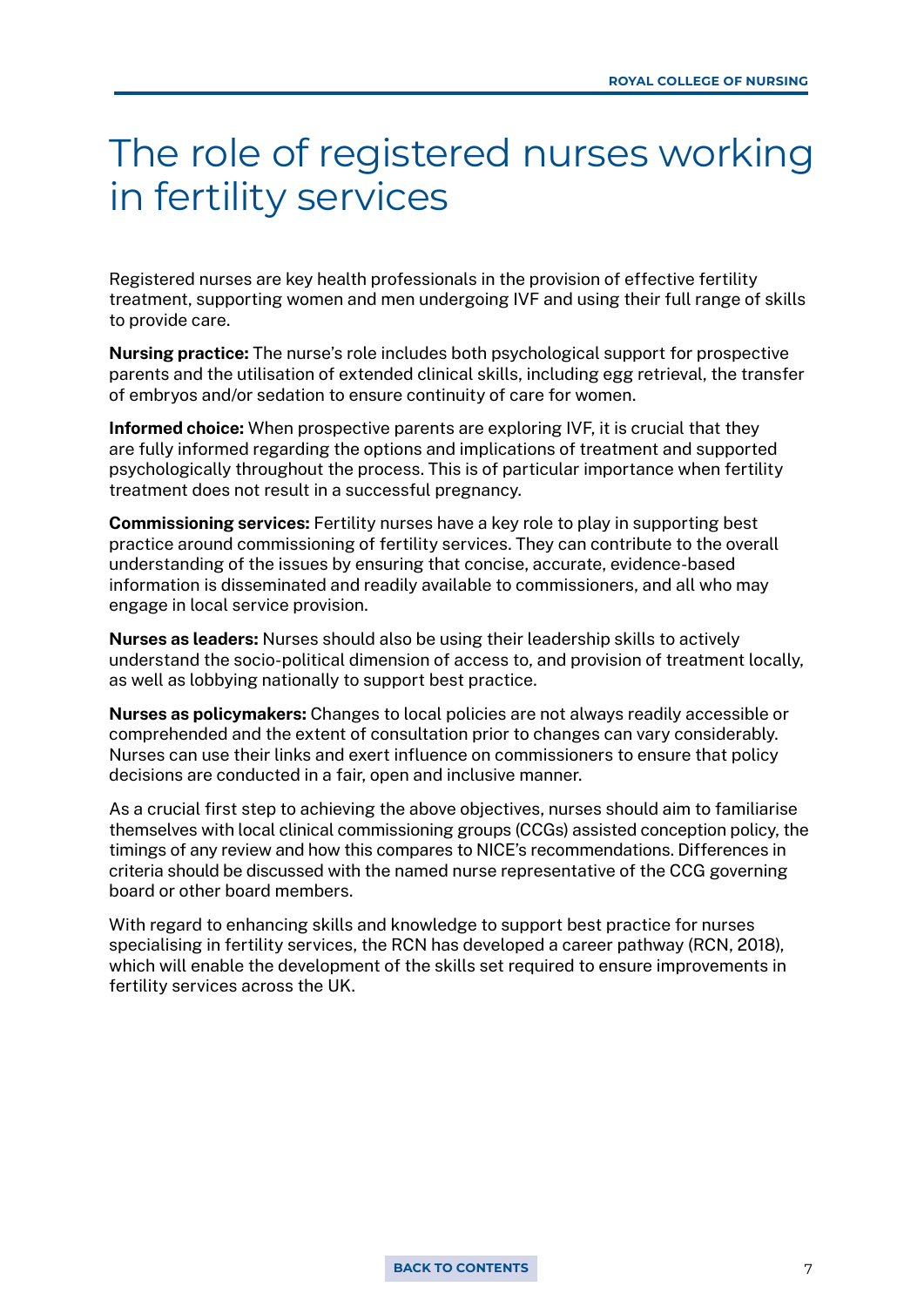# The role of registered nurses working in fertility services

Registered nurses are key health professionals in the provision of effective fertility treatment, supporting women and men undergoing IVF and using their full range of skills to provide care.

**Nursing practice:** The nurse's role includes both psychological support for prospective parents and the utilisation of extended clinical skills, including egg retrieval, the transfer of embryos and/or sedation to ensure continuity of care for women.

**Informed choice:** When prospective parents are exploring IVF, it is crucial that they are fully informed regarding the options and implications of treatment and supported psychologically throughout the process. This is of particular importance when fertility treatment does not result in a successful pregnancy.

**Commissioning services:** Fertility nurses have a key role to play in supporting best practice around commissioning of fertility services. They can contribute to the overall understanding of the issues by ensuring that concise, accurate, evidence-based information is disseminated and readily available to commissioners, and all who may engage in local service provision.

**Nurses as leaders:** Nurses should also be using their leadership skills to actively understand the socio-political dimension of access to, and provision of treatment locally, as well as lobbying nationally to support best practice.

**Nurses as policymakers:** Changes to local policies are not always readily accessible or comprehended and the extent of consultation prior to changes can vary considerably. Nurses can use their links and exert influence on commissioners to ensure that policy decisions are conducted in a fair, open and inclusive manner.

As a crucial first step to achieving the above objectives, nurses should aim to familiarise themselves with local clinical commissioning groups (CCGs) assisted conception policy, the timings of any review and how this compares to NICE's recommendations. Differences in criteria should be discussed with the named nurse representative of the CCG governing board or other board members.

With regard to enhancing skills and knowledge to support best practice for nurses specialising in fertility services, the RCN has developed a career pathway (RCN, 2018), which will enable the development of the skills set required to ensure improvements in fertility services across the UK.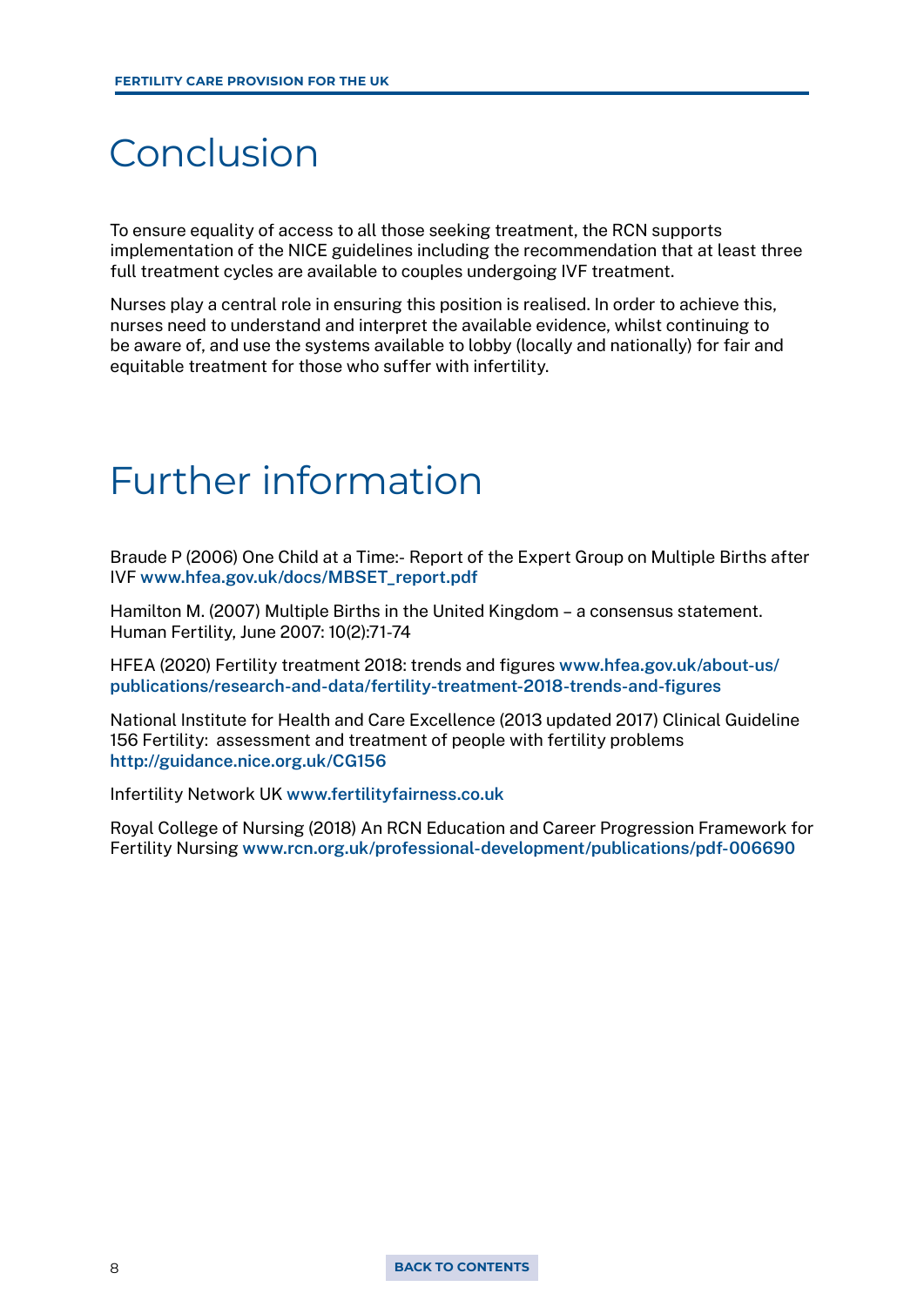# Conclusion

To ensure equality of access to all those seeking treatment, the RCN supports implementation of the NICE guidelines including the recommendation that at least three full treatment cycles are available to couples undergoing IVF treatment.

Nurses play a central role in ensuring this position is realised. In order to achieve this, nurses need to understand and interpret the available evidence, whilst continuing to be aware of, and use the systems available to lobby (locally and nationally) for fair and equitable treatment for those who suffer with infertility.

# Further information

Braude P (2006) One Child at a Time:- Report of the Expert Group on Multiple Births after IVF **www.hfea.gov.uk/docs/MBSET_report.pdf**

Hamilton M. (2007) Multiple Births in the United Kingdom – a consensus statement. Human Fertility, June 2007: 10(2):71-74

HFEA (2020) Fertility treatment 2018: trends and figures **www.hfea.gov.uk/about-us/publications/research-and-data/fertility-treatment-2018-trends-and-figures**

National Institute for Health and Care Excellence (2013 updated 2017) Clinical Guideline 156 Fertility: assessment and treatment of people with fertility problems **http://guidance.nice.org.uk/CG156**

Infertility Network UK **www.fertilityfairness.co.uk**

Royal College of Nursing (2018) An RCN Education and Career Progression Framework for Fertility Nursing **www.rcn.org.uk/professional-development/publications/pdf-006690**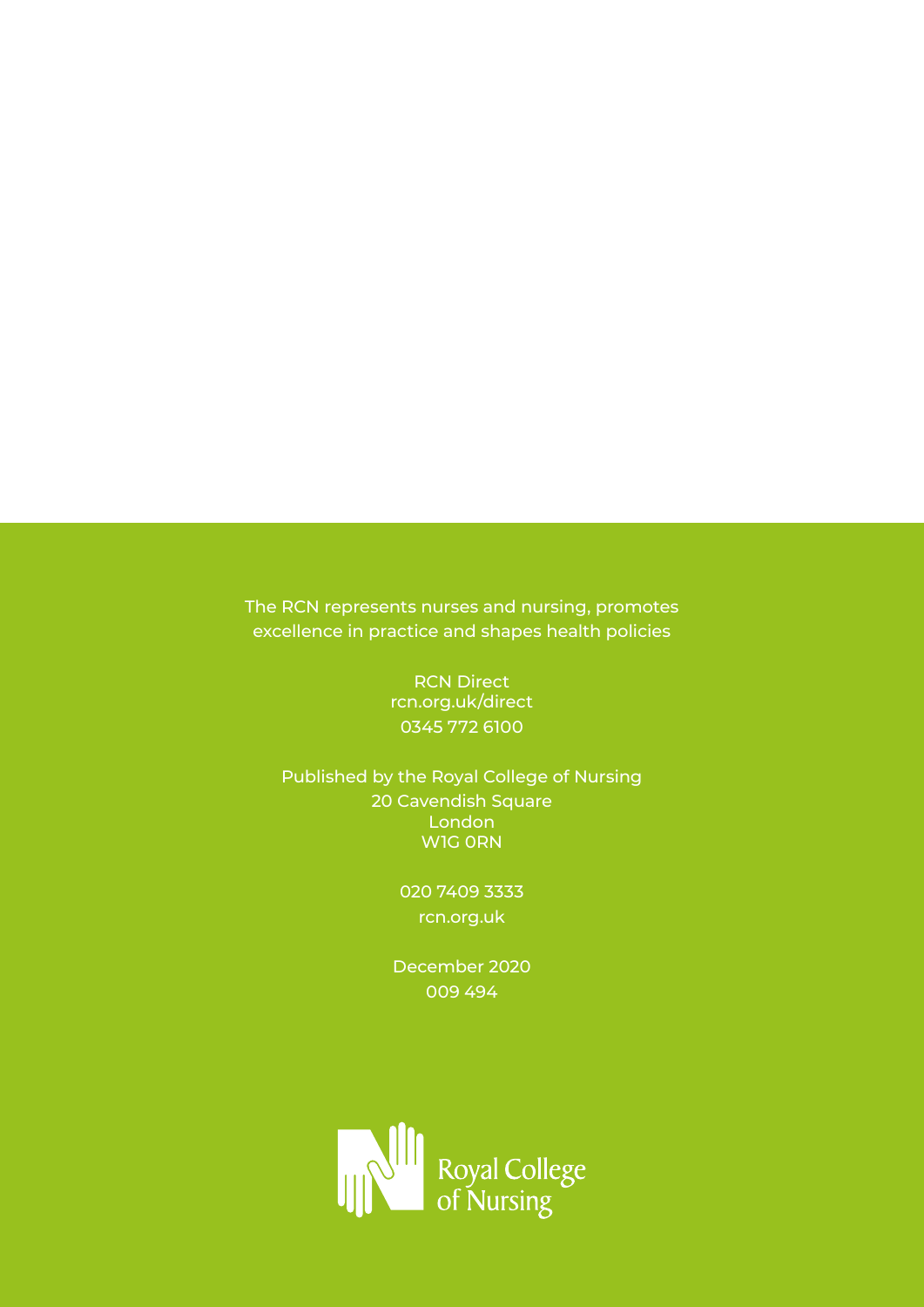The RCN represents nurses and nursing, promotes excellence in practice and shapes health policies

RCN Direct
rcn.org.uk/direct
0345 772 6100

Published by the Royal College of Nursing
20 Cavendish Square
London
W1G 0RN

020 7409 3333
rcn.org.uk

December 2020
009 494

Royal College of Nursing